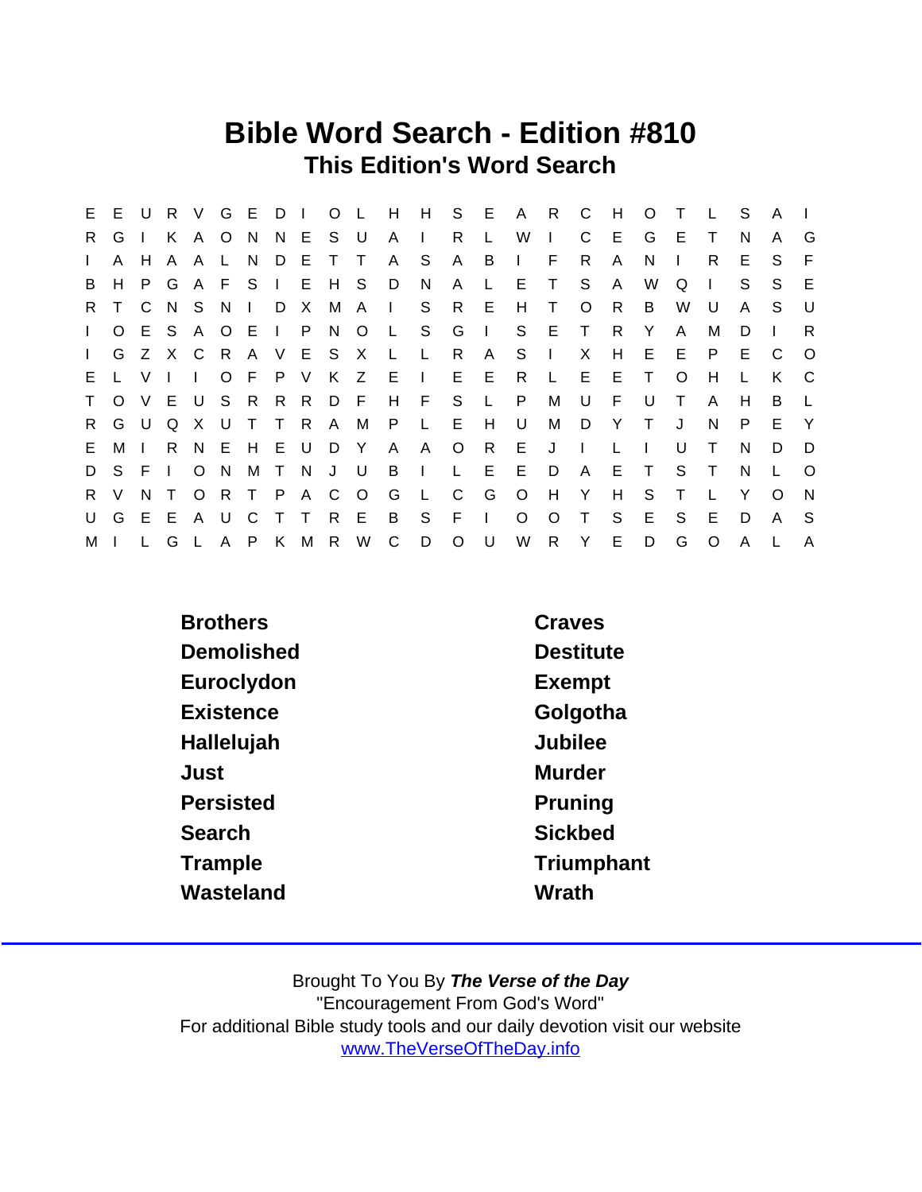# Bible Word Search - Edition #810

## This Edition's Word Search

```
E E U R V G E D I O L H H S E A R C H O T L S A I
R G I K A O N N E S U A I R L W I C E G E T N A G
I A H A A L N D E T T A S A B I F R A N I R E S F
B H P G A F S I E H S D N A L E T S A W Q I S S E
R T C N S N I D X M A I S R E H T O R B W U A S U
I O E S A O E I P N O L S G I S E T R Y A M D I R
I G Z X C R A V E S X L L R A S I X H E E P E C O
E L V I I O F P V K Z E I E E R L E E T O H L K C
T O V E U S R R R D F H F S L P M U F U T A H B L
R G U Q X U T T R A M P L E H U M D Y T J N P E Y
E M I R N E H E U D Y A A O R E J I L I U T N D D
D S F I O N M T N J U B I L E E D A E T S T N L O
R V N T O R T P A C O G L C G O H Y H S T L Y O N
U G E E A U C T T R E B S F I O O T S E S E D A S
M I L G L A P K M R W C D O U W R Y E D G O A L A
```

| | |
|---|---|
| Brothers | Craves |
| Demolished | Destitute |
| Euroclydon | Exempt |
| Existence | Golgotha |
| Hallelujah | Jubilee |
| Just | Murder |
| Persisted | Pruning |
| Search | Sickbed |
| Trample | Triumphant |
| Wasteland | Wrath |

Brought To You By ***The Verse of the Day***

"Encouragement From God's Word"

For additional Bible study tools and our daily devotion visit our website

www.TheVerseOfTheDay.info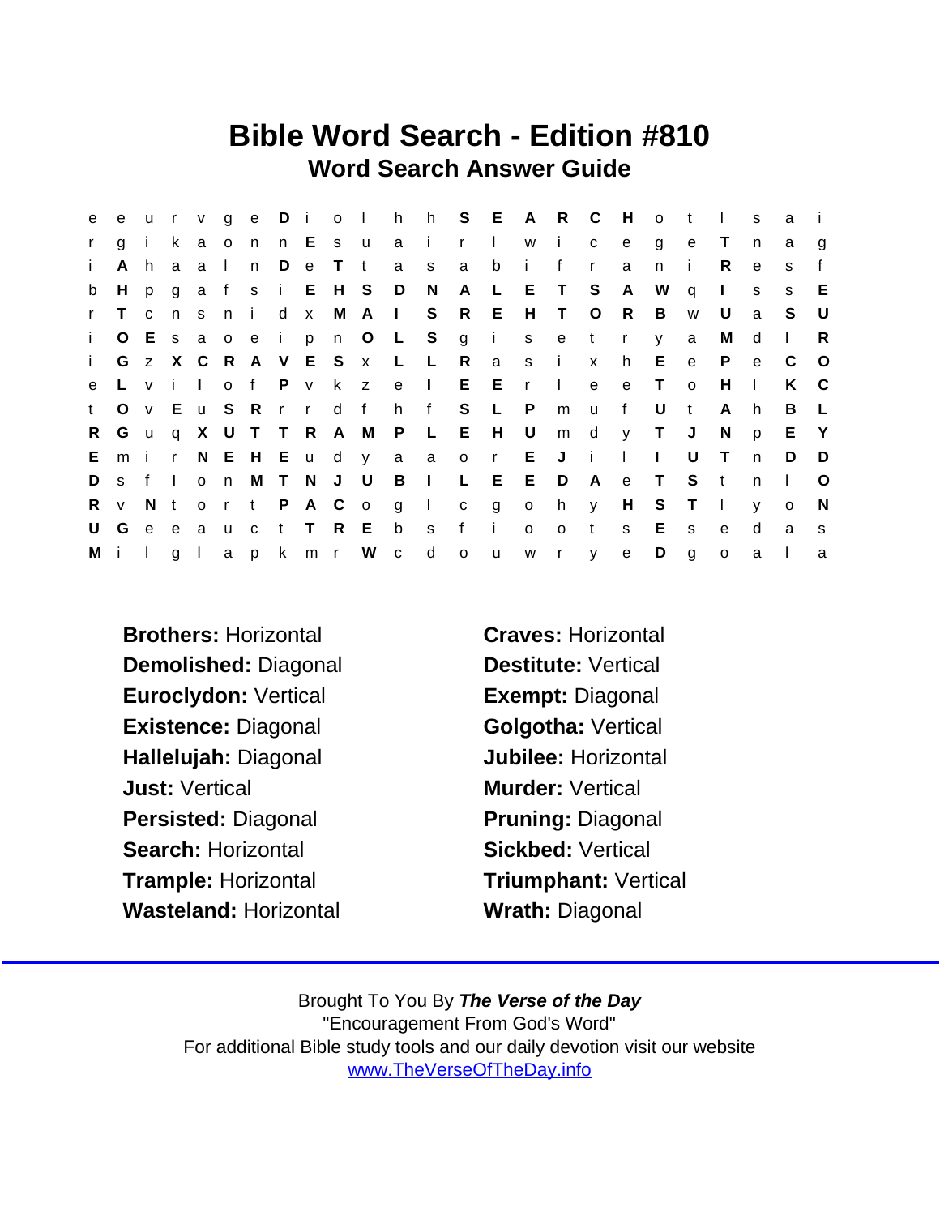# Bible Word Search - Edition #810

## Word Search Answer Guide

```
e e u r v g e D i o l h h S E A R C H o t l s a i
r g i k a o n n E s u a i r l w i c e g e T n a g
i A h a a l n D e T t a s a b i f r a n i R e s f
b H p g a f s i E H S D N A L E T S A W q I s s E
r T c n s n i d x M A I S R E H T O R B w U a S U
i O E s a o e i p n O L S g i s e t r y a M d I R
i G z X C R A V E S x L L R a s i x h E e P e C O
e L v i I o f P v k z e I E E r l e e T o H l K C
t O v E u S R r r d f h f S L P m u f U t A h B L
R G u q X U T T R A M P L E H U m d y T J N p E Y
E m i r N E H E u d y a a o r E J i l I U T n D D
D s f I o n M T N J U B I L E E D A e T S t n l O
R v N t o r t P A C o g l c g o h y H S T l y o N
U G e e a u c t T R E b s f i o o t s E s e d a s
M i l g l a p k m r W c d o u w r y e D g o a l a
```

**Brothers:** Horizontal
**Craves:** Horizontal
**Demolished:** Diagonal
**Destitute:** Vertical
**Euroclydon:** Vertical
**Exempt:** Diagonal
**Existence:** Diagonal
**Golgotha:** Vertical
**Hallelujah:** Diagonal
**Jubilee:** Horizontal
**Just:** Vertical
**Murder:** Vertical
**Persisted:** Diagonal
**Pruning:** Diagonal
**Search:** Horizontal
**Sickbed:** Vertical
**Trample:** Horizontal
**Triumphant:** Vertical
**Wasteland:** Horizontal
**Wrath:** Diagonal

Brought To You By ***The Verse of the Day***
"Encouragement From God's Word"
For additional Bible study tools and our daily devotion visit our website
www.TheVerseOfTheDay.info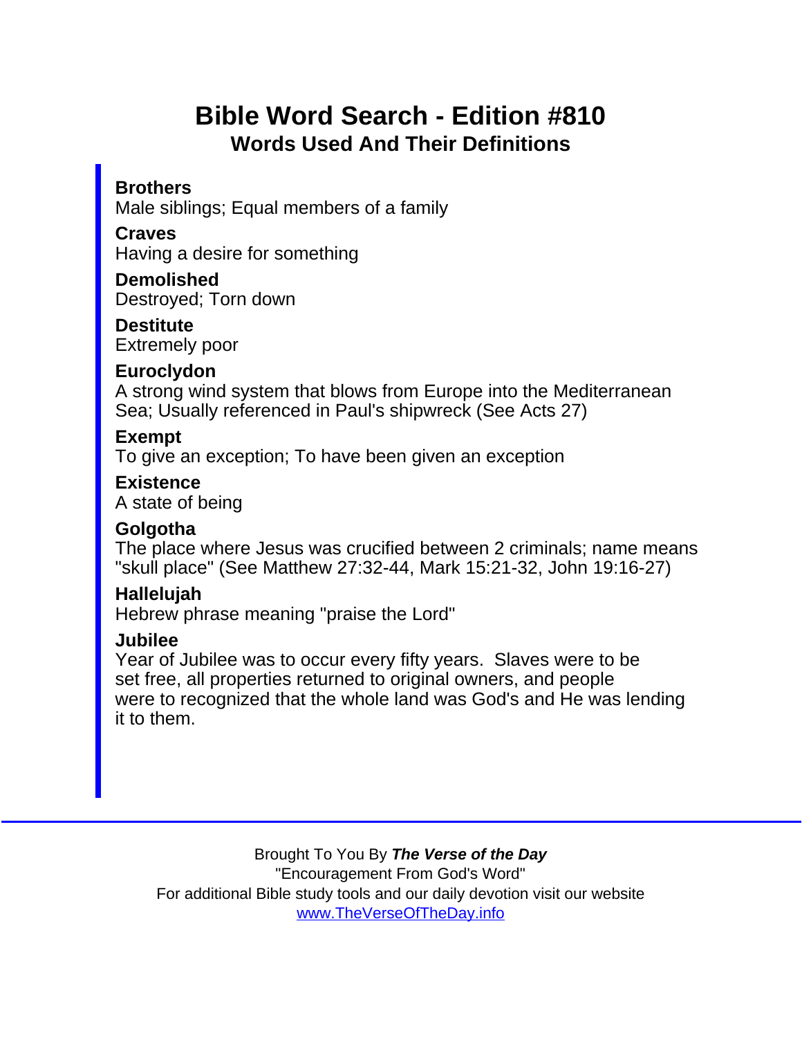# Bible Word Search - Edition #810

## Words Used And Their Definitions

**Brothers**
Male siblings; Equal members of a family

**Craves**
Having a desire for something

**Demolished**
Destroyed; Torn down

**Destitute**
Extremely poor

**Euroclydon**
A strong wind system that blows from Europe into the Mediterranean Sea; Usually referenced in Paul's shipwreck (See Acts 27)

**Exempt**
To give an exception; To have been given an exception

**Existence**
A state of being

**Golgotha**
The place where Jesus was crucified between 2 criminals; name means "skull place" (See Matthew 27:32-44, Mark 15:21-32, John 19:16-27)

**Hallelujah**
Hebrew phrase meaning "praise the Lord"

**Jubilee**
Year of Jubilee was to occur every fifty years. Slaves were to be set free, all properties returned to original owners, and people were to recognized that the whole land was God's and He was lending it to them.

Brought To You By ***The Verse of the Day***
"Encouragement From God's Word"
For additional Bible study tools and our daily devotion visit our website
www.TheVerseOfTheDay.info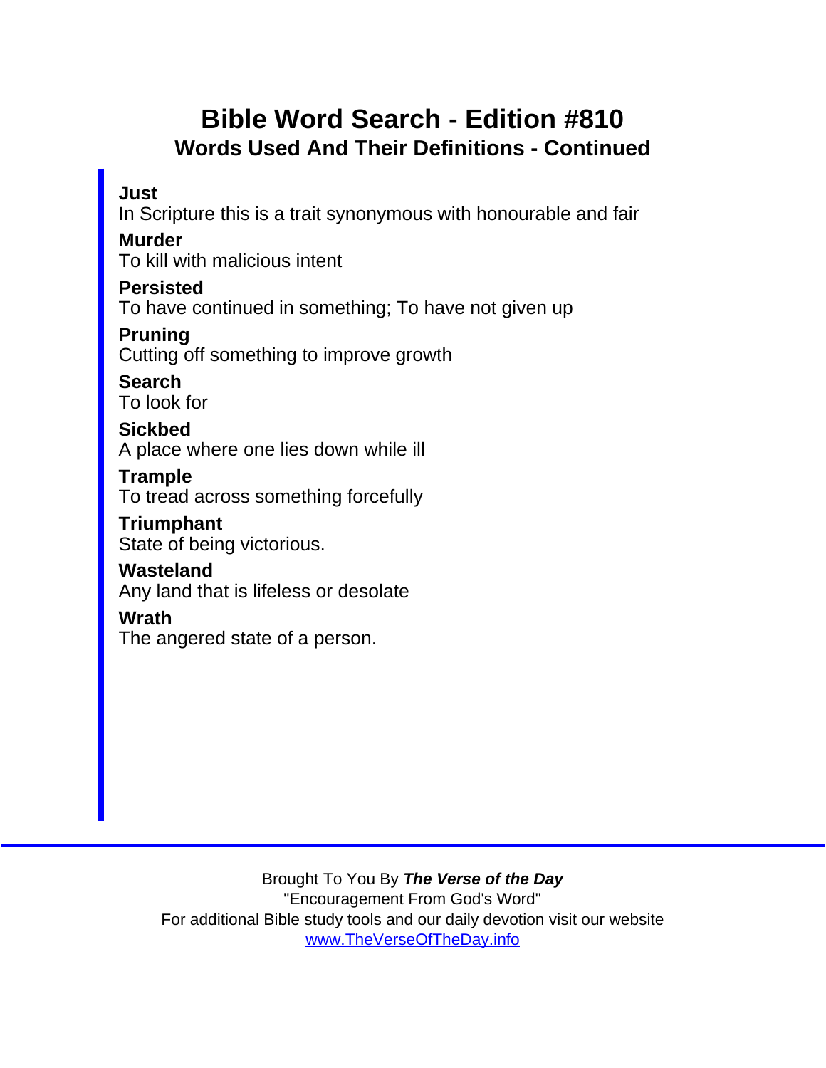# Bible Word Search - Edition #810

## Words Used And Their Definitions - Continued

**Just**
In Scripture this is a trait synonymous with honourable and fair

**Murder**
To kill with malicious intent

**Persisted**
To have continued in something; To have not given up

**Pruning**
Cutting off something to improve growth

**Search**
To look for

**Sickbed**
A place where one lies down while ill

**Trample**
To tread across something forcefully

**Triumphant**
State of being victorious.

**Wasteland**
Any land that is lifeless or desolate

**Wrath**
The angered state of a person.

Brought To You By ***The Verse of the Day***
"Encouragement From God's Word"
For additional Bible study tools and our daily devotion visit our website
www.TheVerseOfTheDay.info